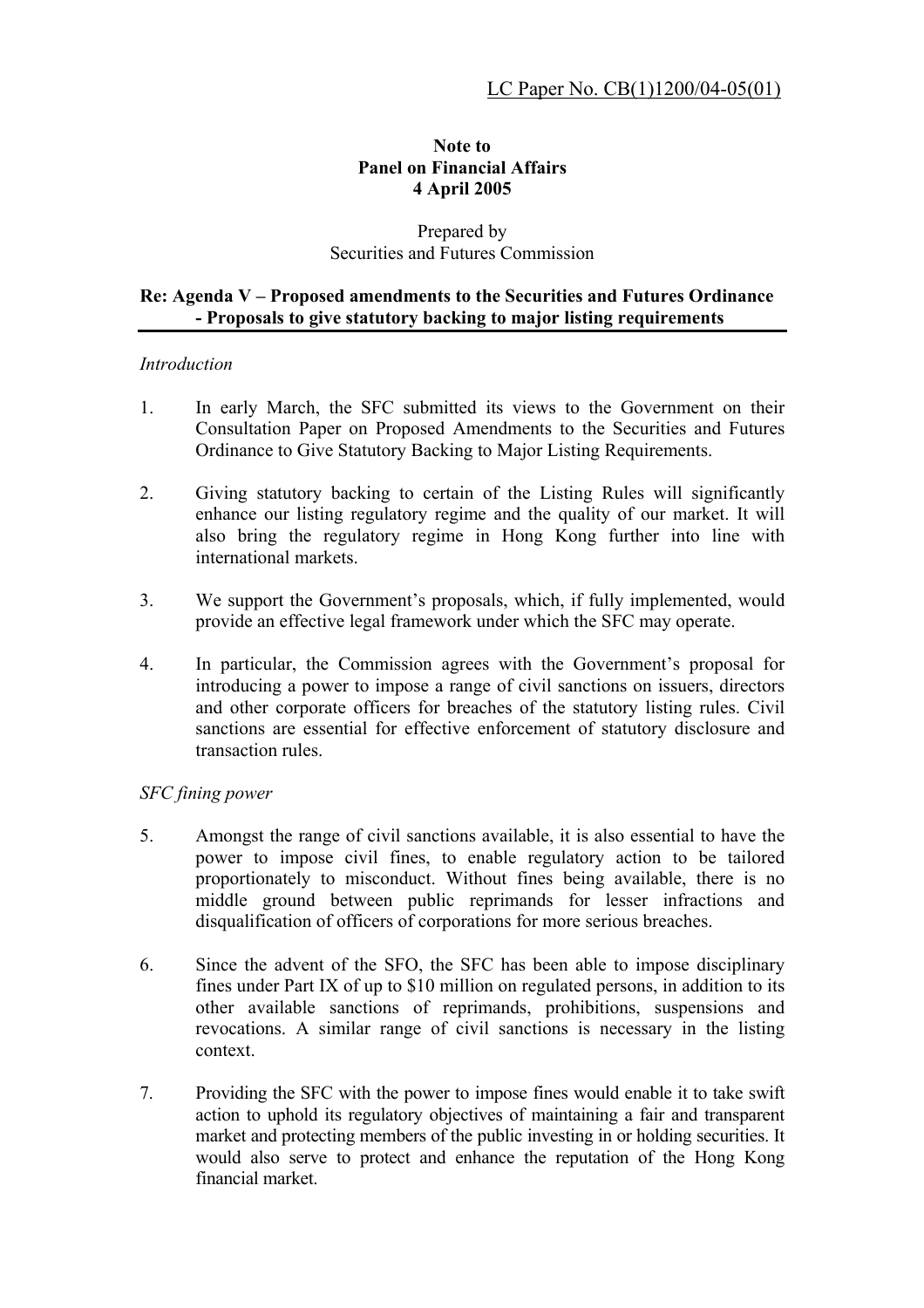LC Paper No. CB(1)1200/04-05(01)

**Note to**
**Panel on Financial Affairs**
**4 April 2005**

Prepared by
Securities and Futures Commission

**Re: Agenda V – Proposed amendments to the Securities and Futures Ordinance - Proposals to give statutory backing to major listing requirements**

*Introduction*

1. In early March, the SFC submitted its views to the Government on their Consultation Paper on Proposed Amendments to the Securities and Futures Ordinance to Give Statutory Backing to Major Listing Requirements.

2. Giving statutory backing to certain of the Listing Rules will significantly enhance our listing regulatory regime and the quality of our market. It will also bring the regulatory regime in Hong Kong further into line with international markets.

3. We support the Government's proposals, which, if fully implemented, would provide an effective legal framework under which the SFC may operate.

4. In particular, the Commission agrees with the Government's proposal for introducing a power to impose a range of civil sanctions on issuers, directors and other corporate officers for breaches of the statutory listing rules. Civil sanctions are essential for effective enforcement of statutory disclosure and transaction rules.

*SFC fining power*

5. Amongst the range of civil sanctions available, it is also essential to have the power to impose civil fines, to enable regulatory action to be tailored proportionately to misconduct. Without fines being available, there is no middle ground between public reprimands for lesser infractions and disqualification of officers of corporations for more serious breaches.

6. Since the advent of the SFO, the SFC has been able to impose disciplinary fines under Part IX of up to $10 million on regulated persons, in addition to its other available sanctions of reprimands, prohibitions, suspensions and revocations. A similar range of civil sanctions is necessary in the listing context.

7. Providing the SFC with the power to impose fines would enable it to take swift action to uphold its regulatory objectives of maintaining a fair and transparent market and protecting members of the public investing in or holding securities. It would also serve to protect and enhance the reputation of the Hong Kong financial market.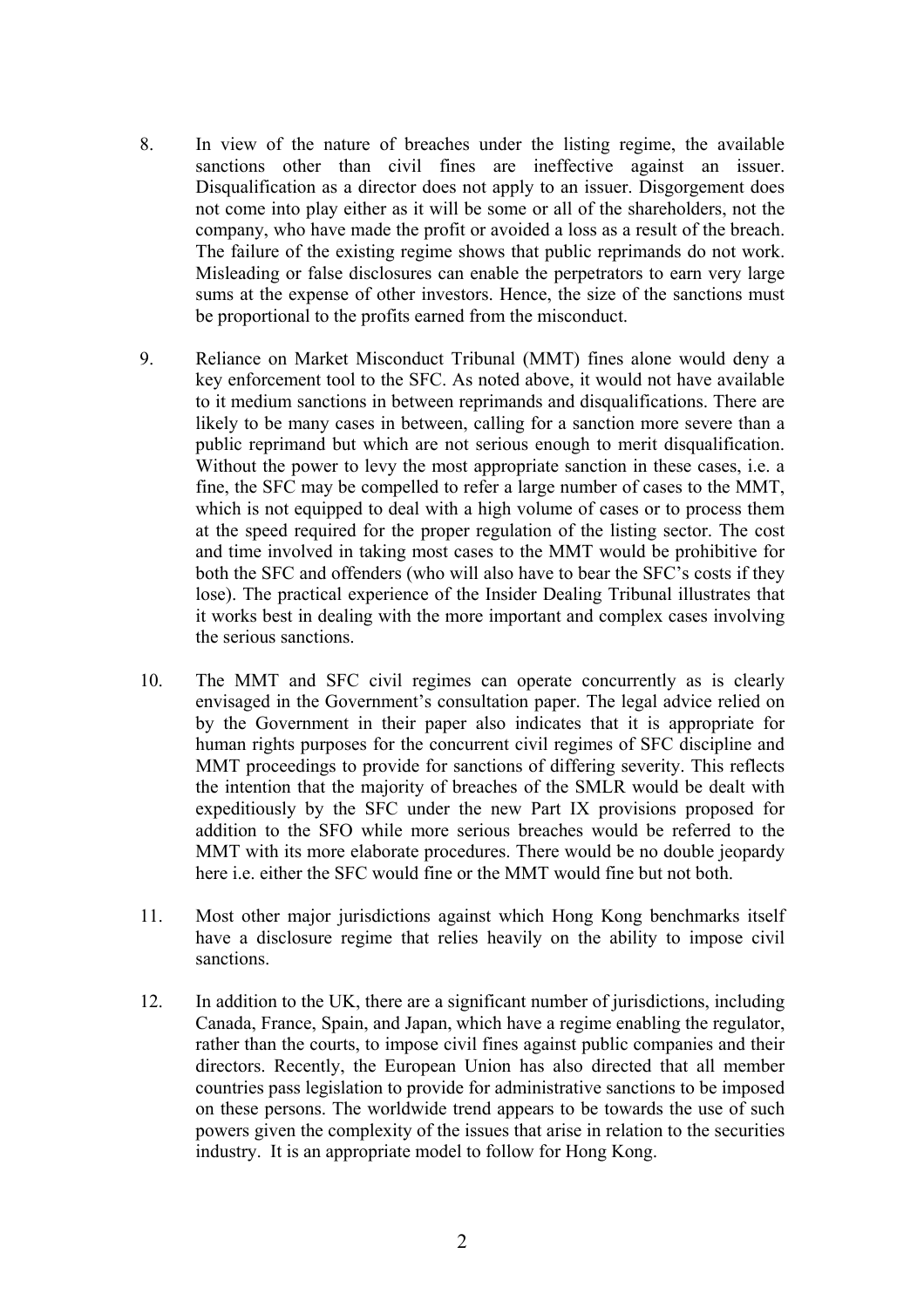8. In view of the nature of breaches under the listing regime, the available sanctions other than civil fines are ineffective against an issuer. Disqualification as a director does not apply to an issuer. Disgorgement does not come into play either as it will be some or all of the shareholders, not the company, who have made the profit or avoided a loss as a result of the breach. The failure of the existing regime shows that public reprimands do not work. Misleading or false disclosures can enable the perpetrators to earn very large sums at the expense of other investors. Hence, the size of the sanctions must be proportional to the profits earned from the misconduct.

9. Reliance on Market Misconduct Tribunal (MMT) fines alone would deny a key enforcement tool to the SFC. As noted above, it would not have available to it medium sanctions in between reprimands and disqualifications. There are likely to be many cases in between, calling for a sanction more severe than a public reprimand but which are not serious enough to merit disqualification. Without the power to levy the most appropriate sanction in these cases, i.e. a fine, the SFC may be compelled to refer a large number of cases to the MMT, which is not equipped to deal with a high volume of cases or to process them at the speed required for the proper regulation of the listing sector. The cost and time involved in taking most cases to the MMT would be prohibitive for both the SFC and offenders (who will also have to bear the SFC's costs if they lose). The practical experience of the Insider Dealing Tribunal illustrates that it works best in dealing with the more important and complex cases involving the serious sanctions.

10. The MMT and SFC civil regimes can operate concurrently as is clearly envisaged in the Government's consultation paper. The legal advice relied on by the Government in their paper also indicates that it is appropriate for human rights purposes for the concurrent civil regimes of SFC discipline and MMT proceedings to provide for sanctions of differing severity. This reflects the intention that the majority of breaches of the SMLR would be dealt with expeditiously by the SFC under the new Part IX provisions proposed for addition to the SFO while more serious breaches would be referred to the MMT with its more elaborate procedures. There would be no double jeopardy here i.e. either the SFC would fine or the MMT would fine but not both.

11. Most other major jurisdictions against which Hong Kong benchmarks itself have a disclosure regime that relies heavily on the ability to impose civil sanctions.

12. In addition to the UK, there are a significant number of jurisdictions, including Canada, France, Spain, and Japan, which have a regime enabling the regulator, rather than the courts, to impose civil fines against public companies and their directors. Recently, the European Union has also directed that all member countries pass legislation to provide for administrative sanctions to be imposed on these persons. The worldwide trend appears to be towards the use of such powers given the complexity of the issues that arise in relation to the securities industry. It is an appropriate model to follow for Hong Kong.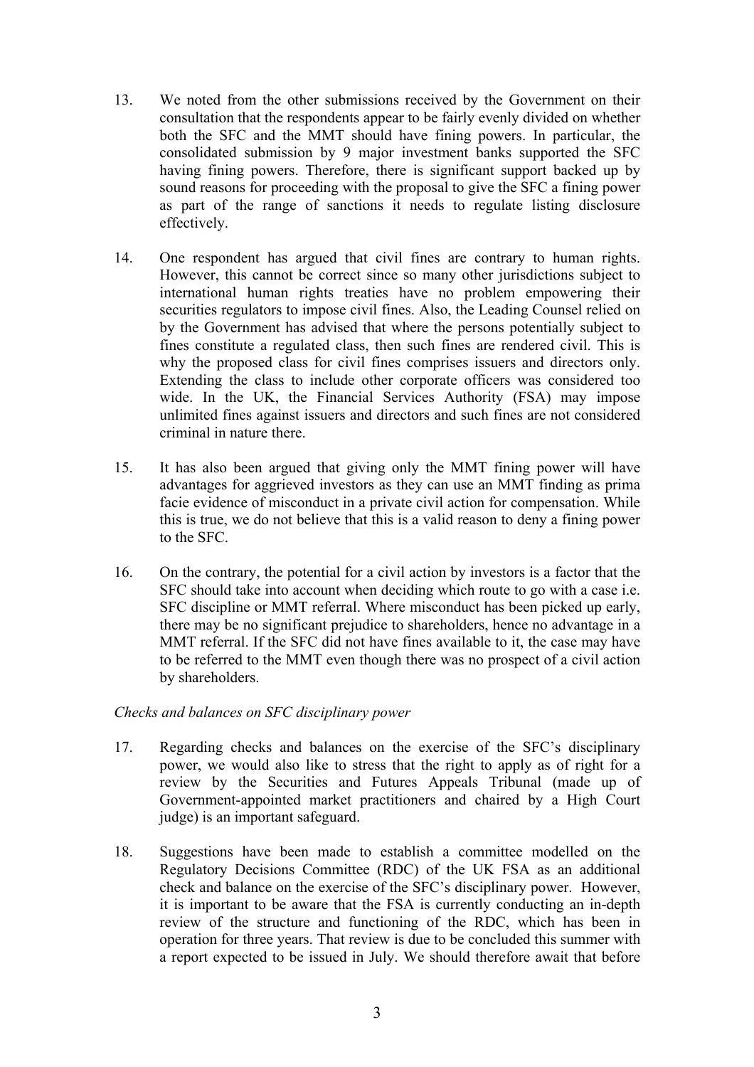13. We noted from the other submissions received by the Government on their consultation that the respondents appear to be fairly evenly divided on whether both the SFC and the MMT should have fining powers. In particular, the consolidated submission by 9 major investment banks supported the SFC having fining powers. Therefore, there is significant support backed up by sound reasons for proceeding with the proposal to give the SFC a fining power as part of the range of sanctions it needs to regulate listing disclosure effectively.

14. One respondent has argued that civil fines are contrary to human rights. However, this cannot be correct since so many other jurisdictions subject to international human rights treaties have no problem empowering their securities regulators to impose civil fines. Also, the Leading Counsel relied on by the Government has advised that where the persons potentially subject to fines constitute a regulated class, then such fines are rendered civil. This is why the proposed class for civil fines comprises issuers and directors only. Extending the class to include other corporate officers was considered too wide. In the UK, the Financial Services Authority (FSA) may impose unlimited fines against issuers and directors and such fines are not considered criminal in nature there.

15. It has also been argued that giving only the MMT fining power will have advantages for aggrieved investors as they can use an MMT finding as prima facie evidence of misconduct in a private civil action for compensation. While this is true, we do not believe that this is a valid reason to deny a fining power to the SFC.

16. On the contrary, the potential for a civil action by investors is a factor that the SFC should take into account when deciding which route to go with a case i.e. SFC discipline or MMT referral. Where misconduct has been picked up early, there may be no significant prejudice to shareholders, hence no advantage in a MMT referral. If the SFC did not have fines available to it, the case may have to be referred to the MMT even though there was no prospect of a civil action by shareholders.

*Checks and balances on SFC disciplinary power*

17. Regarding checks and balances on the exercise of the SFC's disciplinary power, we would also like to stress that the right to apply as of right for a review by the Securities and Futures Appeals Tribunal (made up of Government-appointed market practitioners and chaired by a High Court judge) is an important safeguard.

18. Suggestions have been made to establish a committee modelled on the Regulatory Decisions Committee (RDC) of the UK FSA as an additional check and balance on the exercise of the SFC's disciplinary power. However, it is important to be aware that the FSA is currently conducting an in-depth review of the structure and functioning of the RDC, which has been in operation for three years. That review is due to be concluded this summer with a report expected to be issued in July. We should therefore await that before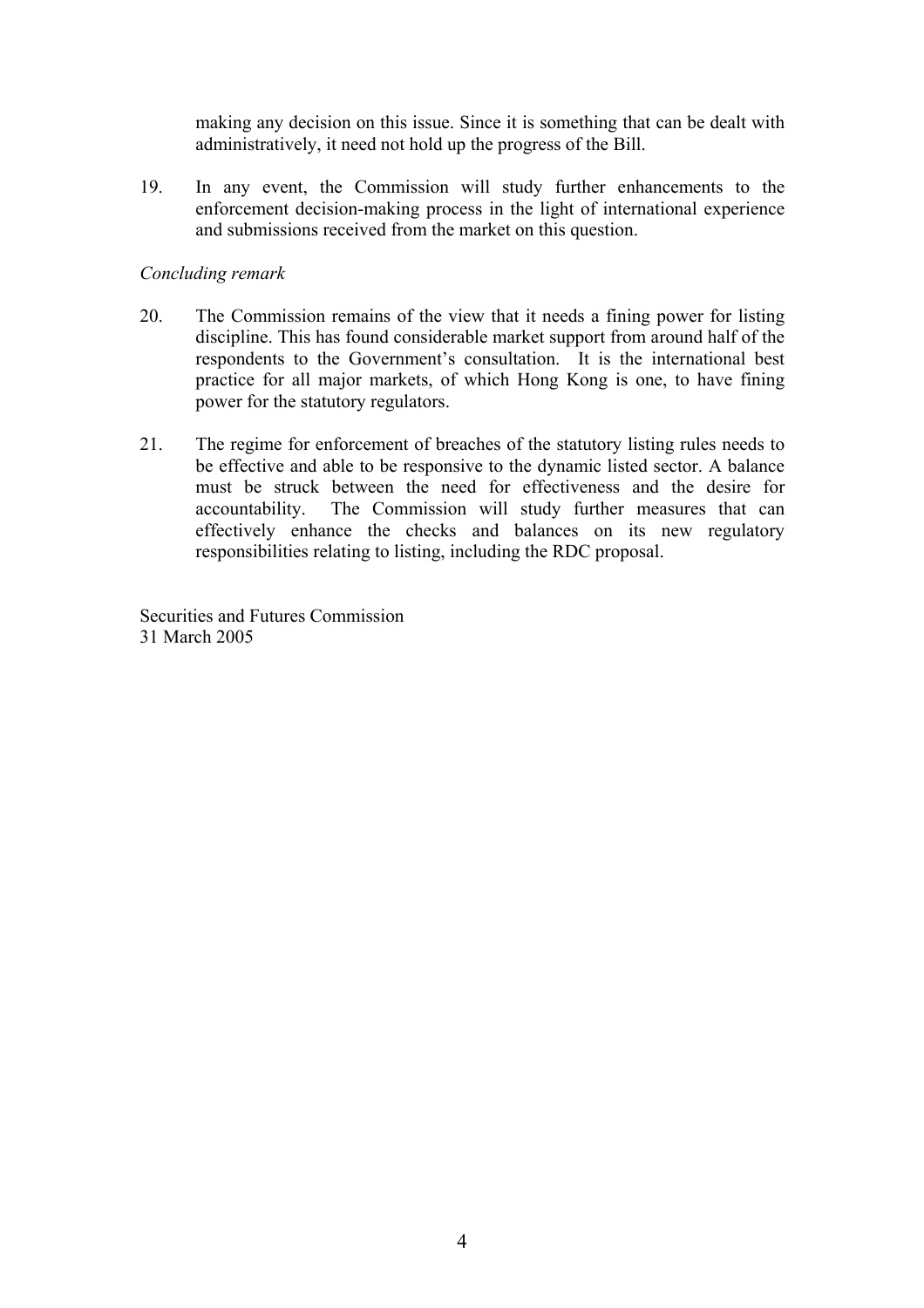making any decision on this issue. Since it is something that can be dealt with administratively, it need not hold up the progress of the Bill.

19. In any event, the Commission will study further enhancements to the enforcement decision-making process in the light of international experience and submissions received from the market on this question.

*Concluding remark*

20. The Commission remains of the view that it needs a fining power for listing discipline. This has found considerable market support from around half of the respondents to the Government's consultation. It is the international best practice for all major markets, of which Hong Kong is one, to have fining power for the statutory regulators.

21. The regime for enforcement of breaches of the statutory listing rules needs to be effective and able to be responsive to the dynamic listed sector. A balance must be struck between the need for effectiveness and the desire for accountability. The Commission will study further measures that can effectively enhance the checks and balances on its new regulatory responsibilities relating to listing, including the RDC proposal.

Securities and Futures Commission
31 March 2005